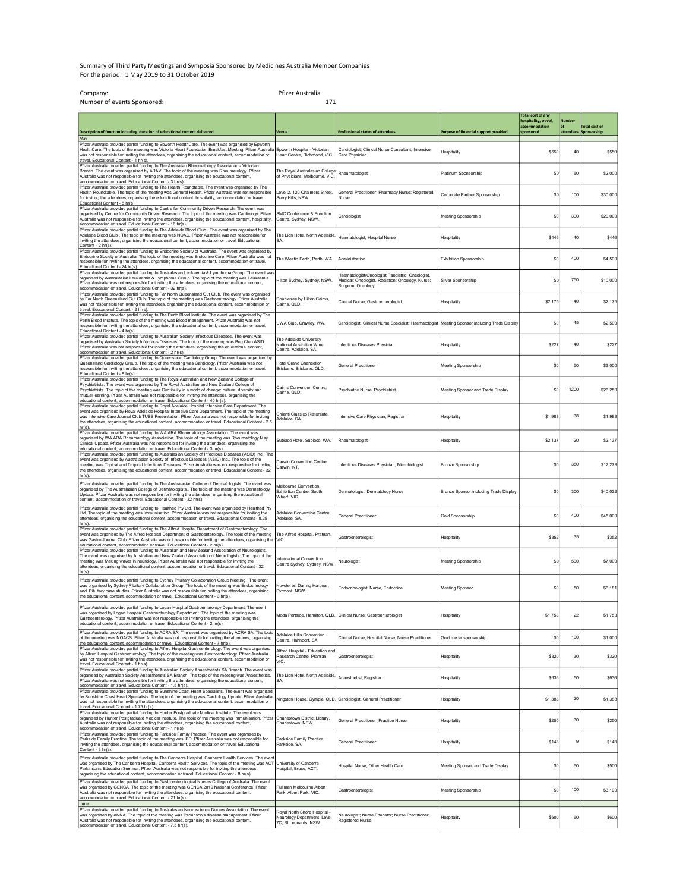Summary of Third Party Meetings and Symposia Sponsored by Medicines Australia Member Companies
For the period: 1 May 2019 to 31 October 2019

Company: Pfizer Australia
Number of events Sponsored: 171

| Description of function including duration of educational content delivered | Venue | Professional status of attendees | Purpose of financial support provided | Total cost of any hospitality, travel, accommodation sponsored | Number of attendees | Total cost of Sponsorship |
|---|---|---|---|---|---|---|
| May | | | | | | |
| Pfizer Australia provided partial funding to Epworth HealthCare. The event was organised by Epworth HealthCare. The topic of the meeting was Victoria Heart Foundation Breakfast Meeting. Pfizer Australia was not responsible for inviting the attendees, organising the educational content, accommodation or travel. Educational Content - 1 hr(s). | Epworth Hospital - Victorian Heart Centre, Richmond, VIC. | Cardiologist; Clinical Nurse Consultant; Intensive Care Physician | Hospitality | $550 | 40 | $550 |
| Pfizer Australia provided partial funding to The Australian Rheumatology Association - Victorian Branch. The event was organised by ARAV. The topic of the meeting was Rheumatology. Pfizer Australia was not responsible for inviting the attendees, organising the educational content, accommodation or travel. Educational Content - 3 hr(s). | The Royal Australasian College of Physicians, Melbourne, VIC. | Rheumatologist | Platinum Sponsorship | $0 | 60 | $2,000 |
| Pfizer Australia provided partial funding to The Health Roundtable. The event was organised by The Health Roundtable. The topic of the meeting was General Health. Pfizer Australia was not responsible for inviting the attendees, organising the educational content, hospitality, accommodation or travel. Educational Content - 8 hr(s). | Level 2, 120 Chalmers Street, Surry Hills, NSW | General Practitioner; Pharmacy Nurse; Registered Nurse | Corporate Partner Sponsorship | $0 | 100 | $30,000 |
| Pfizer Australia provided partial funding to Centre for Community Driven Research. The event was organised by Centre for Community Driven Research. The topic of the meeting was Cardiology. Pfizer Australia was not responsible for inviting the attendees, organising the educational content, hospitality, accommodation or travel. Educational Content - 16 hr(s). | SMC Conference & Function Centre, Sydney, NSW. | Cardiologist | Meeting Sponsorship | $0 | 300 | $20,000 |
| Pfizer Australia provided partial funding to The Adelaide Blood Club . The event was organised by The Adelaide Blood Club . The topic of the meeting was NOAC. Pfizer Australia was not responsible for inviting the attendees, organising the educational content, accommodation or travel. Educational Content - 2 hr(s). | The Lion Hotel, North Adelaide, SA. | Haematologist; Hospital Nurse | Hospitality | $446 | 40 | $446 |
| Pfizer Australia provided partial funding to Endocrine Society of Australia. The event was organised by Endocrine Society of Australia. The topic of the meeting was Endocrine Care. Pfizer Australia was not responsible for inviting the attendees, organising the educational content, accommodation or travel. Educational Content - 24 hr(s). | The Westin Perth, Perth, WA. | Administration | Exhibition Sponsorship | $0 | 400 | $4,500 |
| Pfizer Australia provided partial funding to Australasian Leukaemia & Lymphoma Group. The event was organised by Australasian Leukaemia & Lymphoma Group. The topic of the meeting was Leukaemia. Pfizer Australia was not responsible for inviting the attendees, organising the educational content, accommodation or travel. Educational Content - 32 hr(s). | Hilton Sydney, Sydney, NSW. | Haematologist/Oncologist Paediatric; Oncologist, Medical; Oncologist, Radiation; Oncology, Nurse; Surgeon, Oncology | Silver Sponsorship | $0 | 750 | $10,000 |
| Pfizer Australia provided partial funding to Far North Queensland Gut Club. The event was organised by Far North Queensland Gut Club. The topic of the meeting was Gastroenterology. Pfizer Australia was not responsible for inviting the attendees, organising the educational content, accommodation or travel. Educational Content - 2 hr(s). | Doubletree by Hilton Cairns, Cairns, QLD. | Clinical Nurse; Gastroenterologist | Hospitality | $2,175 | 40 | $2,175 |
| Pfizer Australia provided partial funding to The Perth Blood Institute. The event was organised by The Perth Blood Institute. The topic of the meeting was Blood management. Pfizer Australia was not responsible for inviting the attendees, organising the educational content, accommodation or travel. Educational Content - 4 hr(s). | UWA Club, Crawley, WA. | Cardiologist; Clinical Nurse Specialist; Haematologist | Meeting Sponsor including Trade Display | $0 | 45 | $2,500 |
| Pfizer Australia provided partial funding to Australian Society Infectious Diseases. The event was organised by Australian Society Infectious Diseases. The topic of the meeting was Bug Club ASID. Pfizer Australia was not responsible for inviting the attendees, organising the educational content, accommodation or travel. Educational Content - 2 hr(s). | The Adelaide University National Australian Wine Centre, Adelaide, SA. | Infectious Diseases Physician | Hospitality | $227 | 40 | $227 |
| Pfizer Australia provided partial funding to Queensland Cardiology Group. The event was organised by Queensland Cardiology Group. The topic of the meeting was Cardiology. Pfizer Australia was not responsible for inviting the attendees, organising the educational content, accommodation or travel. Educational Content - 8 hr(s). | Hotel Grand Chancellor Brisbane, Brisbane, QLD. | General Practitioner | Meeting Sponsorship | $0 | 50 | $3,000 |
| Pfizer Australia provided partial funding to The Royal Australian and New Zealand College of Psychiatrists. The event was organised by The Royal Australian and New Zealand College of Psychiatrists. The topic of the meeting was Continuity in a world of change: culture, diversity and mutual learning. Pfizer Australia was not responsible for inviting the attendees, organising the educational content, accommodation or travel. Educational Content - 40 hr(s). | Cairns Convention Centre, Cairns, QLD. | Psychiatric Nurse; Psychiatrist | Meeting Sponsor and Trade Display | $0 | 1200 | $26,250 |
| Pfizer Australia provided partial funding to Royal Adelaide Hospital Intensive Care Department. The event was organised by Royal Adelaide Hospital Intensive Care Department. The topic of the meeting was Intensive Care Journal Club TUBS Presentation. Pfizer Australia was not responsible for inviting the attendees, organising the educational content, accommodation or travel. Educational Content - 2.5 hr(s). | Chianti Classico Ristorante, Adelaide, SA. | Intensive Care Physician; Registrar | Hospitality | $1,983 | 38 | $1,983 |
| Pfizer Australia provided partial funding to WA ARA Rheumatology Association. The event was organised by WA ARA Rheumatology Association. The topic of the meeting was Rheumatology May Clinical Update. Pfizer Australia was not responsible for inviting the attendees, organising the educational content, accommodation or travel. Educational Content - 3 hr(s). | Subiaco Hotel, Subiaco, WA. | Rheumatologist | Hospitality | $2,137 | 20 | $2,137 |
| Pfizer Australia provided partial funding to Australasian Society of Infectious Diseases (ASID) Inc.. The event was organised by Australasian Society of Infectious Diseases (ASID) Inc.. The topic of the meeting was Topical and Tropical Infectious Diseases. Pfizer Australia was not responsible for inviting the attendees, organising the educational content, accommodation or travel. Educational Content - 32 hr(s). | Darwin Convention Centre, Darwin, NT. | Infectious Diseases Physician; Microbiologist | Bronze Sponsorship | $0 | 350 | $12,273 |
| Pfizer Australia provided partial funding to The Australasian College of Dermatologists. The event was organised by The Australasian College of Dermatologists.. The topic of the meeting was Dermatology Update. Pfizer Australia was not responsible for inviting the attendees, organising the educational content, accommodation or travel. Educational Content - 32 hr(s). | Melbourne Convention Exhibition Centre, South Wharf, VIC. | Dermatologist; Dermatology Nurse | Bronze Sponsor including Trade Display | $0 | 300 | $40,032 |
| Pfizer Australia provided partial funding to Healthed Pty Ltd. The event was organised by Healthed Pty Ltd. The topic of the meeting was Immunisation. Pfizer Australia was not responsible for inviting the attendees, organising the educational content, accommodation or travel. Educational Content - 8.25 hr(s). | Adelaide Convention Centre, Adelaide, SA. | General Practitioner | Gold Sponsorship | $0 | 400 | $45,000 |
| Pfizer Australia provided partial funding to The Alfred Hospital Department of Gastroenterology. The event was organised by The Alfred Hospital Department of Gastroenterology. The topic of the meeting was Gastro Journal Club. Pfizer Australia was not responsible for inviting the attendees, organising the educational content, accommodation or travel. Educational Content - 2 hr(s). | The Alfred Hospital, Prahran, VIC. | Gastroenterologist | Hospitality | $352 | 35 | $352 |
| Pfizer Australia provided partial funding to Australian and New Zealand Association of Neurologists. The event was organised by Australian and New Zealand Association of Neurologists. The topic of the meeting was Making waves in neurology. Pfizer Australia was not responsible for inviting the attendees, organising the educational content, accommodation or travel. Educational Content - 32 hr(s). | International Convention Centre Sydney, Sydney, NSW. | Neurologist | Meeting Sponsorship | $0 | 500 | $7,000 |
| Pfizer Australia provided partial funding to Sydney Pituitary Collaboration Group Meeting. The event was organised by Sydney Pituitary Collaboration Group. The topic of the meeting was Endocrinology and Pituitary case studies. Pfizer Australia was not responsible for inviting the attendees, organising the educational content, accommodation or travel. Educational Content - 3 hr(s). | Novotel on Darling Harbour, Pyrmont, NSW. | Endocrinologist; Nurse, Endocrine | Meeting Sponsor | $0 | 50 | $6,181 |
| Pfizer Australia provided partial funding to Logan Hospital Gastroenterology Department. The event was organised by Logan Hospital Gastroenterology Department. The topic of the meeting was Gastroenterology. Pfizer Australia was not responsible for inviting the attendees, organising the educational content, accommodation or travel. Educational Content - 2 hr(s). | Moda Portside, Hamilton, QLD. | Clinical Nurse; Gastroenterologist | Hospitality | $1,753 | 22 | $1,753 |
| Pfizer Australia provided partial funding to ACRA SA. The event was organised by ACRA SA. The topic of the meeting was NOACS. Pfizer Australia was not responsible for inviting the attendees, organising the educational content, accommodation or travel. Educational Content - 7 hr(s). | Adelaide Hills Convention Centre, Hahndorf, SA. | Clinical Nurse; Hospital Nurse; Nurse Practitioner | Gold medal sponsorship | $0 | 100 | $1,000 |
| Pfizer Australia provided partial funding to Alfred Hospital Gastroenterology. The event was organised by Alfred Hospital Gastroenterology. The topic of the meeting was Gastroenterology. Pfizer Australia was not responsible for inviting the attendees, organising the educational content, accommodation or travel. Educational Content - 1 hr(s). | Alfred Hospital - Education and Research Centre, Prahran, VIC. | Gastroenterologist | Hospitality | $320 | 30 | $320 |
| Pfizer Australia provided partial funding to Australian Society Anaesthetists SA Branch. The event was organised by Australian Society Anaesthetists SA Branch. The topic of the meeting was Anaesthetics. Pfizer Australia was not responsible for inviting the attendees, organising the educational content, accommodation or travel. Educational Content - 1.5 hr(s). | The Lion Hotel, North Adelaide, SA. | Anaesthetist; Registrar | Hospitality | $636 | 50 | $636 |
| Pfizer Australia provided partial funding to Sunshine Coast Heart Specialists. The event was organised by Sunshine Coast Heart Specialists. The topic of the meeting was Cardiology Update. Pfizer Australia was not responsible for inviting the attendees, organising the educational content, accommodation or travel. Educational Content - 1.75 hr(s). | Kingston House, Gympie, QLD. | Cardiologist; General Practitioner | Hospitality | $1,388 | 20 | $1,388 |
| Pfizer Australia provided partial funding to Hunter Postgraduate Medical Institute. The event was organised by Hunter Postgraduate Medical Institute. The topic of the meeting was Immunisation. Pfizer Australia was not responsible for inviting the attendees, organising the educational content, accommodation or travel. Educational Content - 1 hr(s). | Charlestown District Library, Charlestown, NSW. | General Practitioner; Practice Nurse | Hospitality | $250 | 30 | $250 |
| Pfizer Australia provided partial funding to Parkside Family Practice. The event was organised by Parkside Family Practice. The topic of the meeting was IBD. Pfizer Australia was not responsible for inviting the attendees, organising the educational content, accommodation or travel. Educational Content - 3 hr(s). | Parkside Family Practice, Parkside, SA. | General Practitioner | Hospitality | $148 | 9 | $148 |
| Pfizer Australia provided partial funding to The Canberra Hospital, Canberra Health Services. The event was organised by The Canberra Hospital, Canberra Health Services. The topic of the meeting was ACT Parkinson's Education Seminar. Pfizer Australia was not responsible for inviting the attendees, organising the educational content, accommodation or travel. Educational Content - 8 hr(s). | University of Canberra Hospital, Bruce, ACT. | Hospital Nurse; Other Health Care | Meeting Sponsor and Trade Display | $0 | 50 | $500 |
| Pfizer Australia provided partial funding to Gastroenterological Nurses College of Australia. The event was organised by GENCA. The topic of the meeting was GENCA 2019 National Conference. Pfizer Australia was not responsible for inviting the attendees, organising the educational content, accommodation or travel. Educational Content - 21 hr(s). | Pullman Melbourne Albert Park, Albert Park, VIC. | Gastroenterologist | Meeting Sponsorship | $0 | 100 | $3,190 |
| June | | | | | | |
| Pfizer Australia provided partial funding to Australasian Neuroscience Nurses Association. The event was organised by ANNA. The topic of the meeting was Parkinson's disease management. Pfizer Australia was not responsible for inviting the attendees, organising the educational content, accommodation or travel. Educational Content - 7.5 hr(s). | Royal North Shore Hospital - Neurology Department, Level 7C, St Leonards, NSW. | Neurologist; Nurse Educator; Nurse Practitioner; Registered Nurse | Hospitality | $600 | 60 | $600 |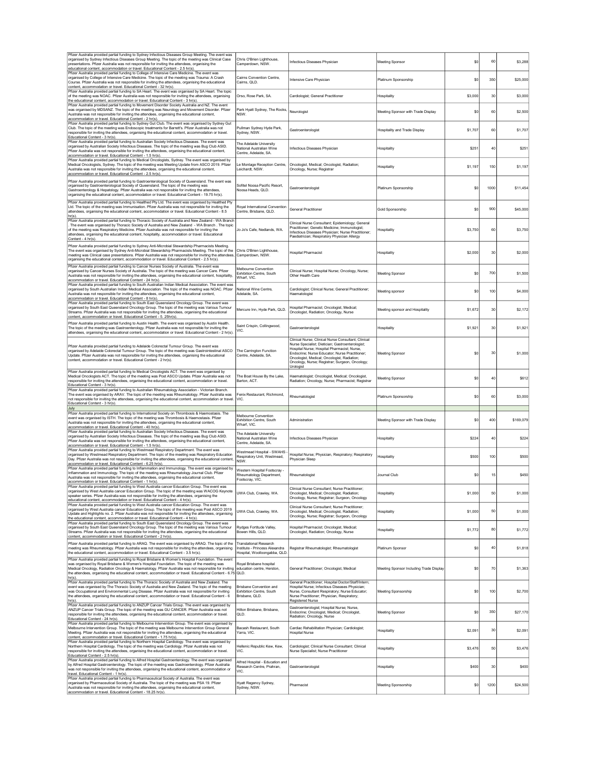| | | | | | | |
|---|---|---|---|---|---|---|
| Pfizer Australia provided partial funding to Sydney Infectious Diseases Group Meeting. The event was organised by Sydney Infectious Diseases Group Meeting. The topic of the meeting was Clinical Case presentations. Pfizer Australia was not responsible for inviting the attendees, organising the educational content, accommodation or travel. Educational Content - 2.5 hr(s). | Chris O'Brien Lighthouse, Camperdown, NSW. | Infectious Diseases Physician | Meeting Sponsor | $0 | 60 | $3,288 |
| Pfizer Australia provided partial funding to College of Intensive Care Medicine. The event was organised by College of Intensive Care Medicine. The topic of the meeting was Trauma: A Crash Course. Pfizer Australia was not responsible for inviting the attendees, organising the educational content, accommodation or travel. Educational Content - 32 hr(s). | Cairns Convention Centre, Cairns, QLD. | Intensive Care Physician | Platinum Sponsorship | $0 | 350 | $25,000 |
| Pfizer Australia provided partial funding to SA Heart. The event was organised by SA Heart. The topic of the meeting was NOAC. Pfizer Australia was not responsible for inviting the attendees, organising the educational content, accommodation or travel. Educational Content - 3 hr(s). | Orso, Rose Park, SA. | Cardiologist; General Practitioner | Hospitality | $3,000 | 30 | $3,000 |
| Pfizer Australia provided partial funding to Movement Disorder Society Australia and NZ. The event was organised by MDSANZ. The topic of the meeting was Neurology and Movement Disorder. Pfizer Australia was not responsible for inviting the attendees, organising the educational content, accommodation or travel. Educational Content - 2 hr(s). | Park Hyatt Sydney, The Rocks, NSW. | Neurologist | Meeting Sponsor with Trade Display | $0 | 60 | $2,500 |
| Pfizer Australia provided partial funding to Sydney Gut Club. The event was organised by Sydney Gut Club. The topic of the meeting was Endoscopic treatments for Barrett's. Pfizer Australia was not responsible for inviting the attendees, organising the educational content, accommodation or travel. Educational Content - 3 hr(s). | Pullman Sydney Hyde Park, Sydney, NSW. | Gastroenterologist | Hospitality and Trade Display | $1,707 | 60 | $1,707 |
| Pfizer Australia provided partial funding to Australian Society Infectious Diseases. The event was organised by Australian Society Infectious Diseases. The topic of the meeting was Bug Club ASID. Pfizer Australia was not responsible for inviting the attendees, organising the educational content, accommodation or travel. Educational Content - 1.5 hr(s). | The Adelaide University National Australian Wine Centre, Adelaide, SA. | Infectious Diseases Physician | Hospitality | $251 | 40 | $251 |
| Pfizer Australia provided partial funding to Medical Oncologists, Sydney. The event was organised by Medical Oncologists, Sydney. The topic of the meeting was Meeting Update from ASCO 2019. Pfizer Australia was not responsible for inviting the attendees, organising the educational content, accommodation or travel. Educational Content - 2.5 hr(s). | Le Montage Reception Centre, Leichardt, NSW. | Oncologist, Medical; Oncologist, Radiation; Oncology, Nurse; Registrar | Hospitality | $1,197 | 150 | $1,197 |
| Pfizer Australia provided partial funding to Gastroenterological Society of Queensland. The event was organised by Gastroenterological Society of Queensland. The topic of the meeting was Gastroenterology & Hepatology. Pfizer Australia was not responsible for inviting the attendees, organising the educational content, accommodation or travel. Educational Content - 19.75 hr(s). | Sofitel Noosa Pacific Resort, Noosa Heads, QLD. | Gastroenterologist | Platinum Sponsorship | $0 | 1000 | $11,454 |
| Pfizer Australia provided partial funding to Healthed Pty Ltd. The event was organised by Healthed Pty Ltd. The topic of the meeting was Immunisation. Pfizer Australia was not responsible for inviting the attendees, organising the educational content, accommodation or travel. Educational Content - 8.5 hr(s). | Royal International Convention Centre, Brisbane, QLD. | General Practitioner | Gold Sponsorship | $0 | 900 | $45,000 |
| Pfizer Australia provided partial funding to Thoracic Society of Australia and New Zealand - WA Branch . The event was organised by Thoracic Society of Australia and New Zealand - WA Branch . The topic of the meeting was Respiratory Medicine. Pfizer Australia was not responsible for inviting the attendees, organising the educational content, hospitality, accommodation or travel. Educational Content - 4 hr(s). | Jo Jo's Cafe, Nedlands, WA. | Clinical Nurse Consultant; Epidemiology; General Practitioner; Genetic Medicine; Immunologist; Infectious Diseases Physician; Nurse Practitioner; Paediatrician; Respiratory Physician Allergy | Hospitality | $3,750 | 60 | $3,750 |
| Pfizer Australia provided partial funding to Sydney Anti-Microbial Stewardship Pharmacists Meeting. The event was organised by Sydney Anti-Microbial Stewardship Pharmacists Meeting. The topic of the meeting was Clinical case presentations. Pfizer Australia was not responsible for inviting the attendees, organising the educational content, accommodation or travel. Educational Content - 2.5 hr(s). | Chris O'Brien Lighthouse, Camperdown, NSW. | Hospital Pharmacist | Hospitality | $2,000 | 30 | $2,000 |
| Pfizer Australia provided partial funding to Cancer Nurses Society of Australia. The event was organised by Cancer Nurses Society of Australia. The topic of the meeting was Cancer Care. Pfizer Australia was not responsible for inviting the attendees, organising the educational content, hospitality, accommodation or travel. Educational Content - 24 hr(s). | Melbourne Convention Exhibition Centre, South Wharf, VIC. | Clinical Nurse; Hospital Nurse; Oncology, Nurse; Other Health Care | Meeting Sponsor | $0 | 700 | $1,500 |
| Pfizer Australia provided partial funding to South Australian Indian Medical Association. The event was organised by South Australian Indian Medical Association. The topic of the meeting was NOAC. Pfizer Australia was not responsible for inviting the attendees, organising the educational content, accommodation or travel. Educational Content - 8 hr(s). | National Wine Centre, Adelaide, SA. | Cardiologist; Clinical Nurse; General Practitioner; Haematologist | Meeting sponsor | $0 | 100 | $4,000 |
| Pfizer Australia provided partial funding to South East Queensland Oncology Group. The event was organised by South East Queensland Oncology Group. The topic of the meeting was Various Tumour Streams. Pfizer Australia was not responsible for inviting the attendees, organising the educational content, accommodation or travel. Educational Content - 5. 25hr(s). | Mercure Inn, Hyde Park, QLD. | Hospital Pharmacist; Oncologist, Medical; Oncologist, Radiation; Oncology, Nurse | Meeting sponsor and Hospitality | $1,672 | 30 | $2,172 |
| Pfizer Australia provided partial funding to Austin Health. The event was organised by Austin Health. The topic of the meeting was Gastroenterology. Pfizer Australia was not responsible for inviting the attendees, organising the educational content, accommodation or travel. Educational Content - 2 hr(s). | Saint Crispin, Collingwood, VIC. | Gastroenterologist | Hospitality | $1,921 | 30 | $1,921 |
| Pfizer Australia provided partial funding to Adelaide Colorectal Tumour Group. The event was organised by Adelaide Colorectal Tumour Group. The topic of the meeting was Gastrointestinal ASCO Update. Pfizer Australia was not responsible for inviting the attendees, organising the educational content, accommodation or travel. Educational Content - 2 hr(s). | The Carrington Function Centre, Adelaide, SA. | Clinical Nurse; Clinical Nurse Consultant; Clinical Nurse Specialist; Dietician; Gastroenterologist; Hospital Nurse; Hospital Pharmacist; Nurse, Endocrine; Nurse Educator; Nurse Practitioner; Oncologist, Medical; Oncologist, Radiation; Oncology, Nurse; Registrar; Surgeon, Oncology; Urologist | Meeting Sponsor | $0 | 30 | $1,000 |
| Pfizer Australia provided partial funding to Medical Oncologists ACT. The event was organised by Medical Oncologists ACT. The topic of the meeting was Post ASCO Update. Pfizer Australia was not responsible for inviting the attendees, organising the educational content, accommodation or travel. Educational Content - 3 hr(s). | The Boat House By the Lake, Barton, ACT. | Haematologist; Oncologist, Medical; Oncologist, Radiation; Oncology, Nurse; Pharmacist; Registrar | Meeting Sponsor | $0 | 40 | $612 |
| Pfizer Australia provided partial funding to Australian Rheumatology Association - Victorian Branch. The event was organised by ARAV. The topic of the meeting was Rheumatology. Pfizer Australia was not responsible for inviting the attendees, organising the educational content, accommodation or travel. Educational Content - 3 hr(s). | Fenix Restaurant, Richmond, VIC. | Rheumatologist | Platinum Sponsorship | $0 | 60 | $3,000 |
| July | | | | | | |
| Pfizer Australia provided partial funding to International Society on Thrombosis & Haemostasis. The event was organised by ISTH. The topic of the meeting was Thrombosis & Haemostasis. Pfizer Australia was not responsible for inviting the attendees, organising the educational content, accommodation or travel. Educational Content - 40 hr(s). | Melbourne Convention Exhibition Centre, South Wharf, VIC. | Administration | Meeting Sponsor with Trade Display | $0 | 400 | $169,079 |
| Pfizer Australia provided partial funding to Australian Society Infectious Diseases. The event was organised by Australian Society Infectious Diseases. The topic of the meeting was Bug Club ASID. Pfizer Australia was not responsible for inviting the attendees, organising the educational content, accommodation or travel. Educational Content - 1.5 hr(s). | The Adelaide University National Australian Wine Centre, Adelaide, SA. | Infectious Diseases Physician | Hospitality | $224 | 40 | $224 |
| Pfizer Australia provided partial funding to Westmead Respiratory Department. The event was organised by Westmead Respiratory Department. The topic of the meeting was Respiratory Education Day. Pfizer Australia was not responsible for inviting the attendees, organising the educational content, accommodation or travel. Educational Content - 6.25 hr(s). | Westmead Hospital - SWAHS - Respiratory Unit, Westmead, NSW. | Hospital Nurse; Physician, Respiratory; Respiratory Physician Sleep | Hospitality | $500 | 100 | $500 |
| Pfizer Australia provided partial funding to Inflammation and Immunology. The event was organised by Inflammation and Immunology. The topic of the meeting was Rheumatology Journal Club. Pfizer Australia was not responsible for inviting the attendees, organising the educational content, accommodation or travel. Educational Content - 1 hr(s). | Western Hospital Footscray - Rheumatology Department, Footscray, VIC. | Rheumatologist | Journal Club | $0 | 15 | $450 |
| Pfizer Australia provided partial funding to West Australia cancer Education Group. The event was organised by West Australia cancer Education Group. The topic of the meeting was WACOG Keynote speaker series. Pfizer Australia was not responsible for inviting the attendees, organising the educational content, accommodation or travel. Educational Content - 4 hr(s). | UWA Club, Crawley, WA. | Clinical Nurse Consultant; Nurse Practitioner; Oncologist, Medical; Oncologist, Radiation; Oncology, Nurse; Registrar; Surgeon, Oncology | Hospitality | $1,000 | 50 | $1,000 |
| Pfizer Australia provided partial funding to West Australia cancer Education Group. The event was organised by West Australia cancer Education Group. The topic of the meeting was Post ASCO 2019 Update and Highlights no. 2. Pfizer Australia was not responsible for inviting the attendees, organising the educational content, accommodation or travel. Educational Content - 4 hr(s). | UWA Club, Crawley, WA. | Clinical Nurse Consultant; Nurse Practitioner; Oncologist, Medical; Oncologist, Radiation; Oncology, Nurse; Registrar; Surgeon, Oncology | Hospitality | $1,000 | 50 | $1,000 |
| Pfizer Australia provided partial funding to South East Queensland Oncology Group. The event was organised by South East Queensland Oncology Group. The topic of the meeting was Various Tumour Streams. Pfizer Australia was not responsible for inviting the attendees, organising the educational content, accommodation or travel. Educational Content - 2 hr(s). | Rydges Fortitude Valley, Bowen Hills, QLD. | Hospital Pharmacist; Oncologist, Medical; Oncologist, Radiation; Oncology, Nurse | Hospitality | $1,772 | 80 | $1,772 |
| Pfizer Australia provided partial funding to ARAQ. The event was organised by ARAQ. The topic of the meeting was Rheumatology. Pfizer Australia was not responsible for inviting the attendees, organising the educational content, accommodation or travel. Educational Content - 3.5 hr(s). | Translational Research Institute - Princess Alexandra Hospital, Woolloongabba, QLD. | Registrar Rheumatologist; Rheumatologist | Platinum Sponsor | $0 | 40 | $1,818 |
| Pfizer Australia provided partial funding to Royal Brisbane & Women's Hospital Foundation. The event was organised by Royal Brisbane & Women's Hospital Foundation. The topic of the meeting was Medical Oncology, Radiation Oncology & Haematology. Pfizer Australia was not responsible for inviting the attendees, organising the educational content, accommodation or travel. Educational Content - 6.75 hr(s). | Royal Brisbane hospital education centre, Herston, QLD. | General Practitioner; Oncologist, Medical | Meeting Sponsor Including Trade Display | $0 | 70 | $1,363 |
| Pfizer Australia provided partial funding to The Thoracic Society of Australia and New Zealand. The event was organised by The Thoracic Society of Australia and New Zealand. The topic of the meeting was Occupational and Environmental Lung Disease. Pfizer Australia was not responsible for inviting the attendees, organising the educational content, accommodation or travel. Educational Content - 6 hr(s). | Brisbane Convention and Exhibition Centre, South Brisbane, QLD. | General Practitioner; Hospital Doctor/Staff/Intern; Hospital Nurse; Infectious Diseases Physician; Nurse, Consultant Respiratory; Nurse Educator; Nurse Practitioner; Physician, Respiratory; Registered Nurse | Meeting Sponsorship | $0 | 100 | $2,700 |
| Pfizer Australia provided partial funding to ANZUP Cancer Trials Group. The event was organised by ANZUP Cancer Trials Group. The topic of the meeting was GU CANCER. Pfizer Australia was not responsible for inviting the attendees, organising the educational content, accommodation or travel. Educational Content - 24 hr(s). | Hilton Brisbane, Brisbane, QLD. | Gastroenterologist; Hospital Nurse; Nurse, Endocrine; Oncologist, Medical; Oncologist, Radiation; Oncology, Nurse | Meeting Sponsor | $0 | 350 | $27,170 |
| Pfizer Australia provided partial funding to Melbourne Intervention Group. The event was organised by Melbourne Intervention Group. The topic of the meeting was Melbourne Intervention Group General Meeting. Pfizer Australia was not responsible for inviting the attendees, organising the educational content, accommodation or travel. Educational Content - 1.75 hr(s). | Bacash Restaurant, South Yarra, VIC. | Cardiac Rehabilitation Physician; Cardiologist; Hospital Nurse | Hospitality | $2,091 | 30 | $2,091 |
| Pfizer Australia provided partial funding to Northern Hospital Cardiology. The event was organised by Northern Hospital Cardiology. The topic of the meeting was Cardiology. Pfizer Australia was not responsible for inviting the attendees, organising the educational content, accommodation or travel. Educational Content - 2.5 hr(s). | Hellenic Republic Kew, Kew, VIC. | Cardiologist; Clinical Nurse Consultant; Clinical Nurse Specialist; Nurse Practitioner | Hospitality | $3,476 | 50 | $3,476 |
| Pfizer Australia provided partial funding to Alfred Hospital Gastroenterology. The event was organised by Alfred Hospital Gastroenterology. The topic of the meeting was Gastroenterology. Pfizer Australia was not responsible for inviting the attendees, organising the educational content, accommodation or travel. Educational Content - 1 hr(s). | Alfred Hospital - Education and Research Centre, Prahran, VIC. | Gastroenterologist | Hospitality | $400 | 30 | $400 |
| Pfizer Australia provided partial funding to Pharmaceutical Society of Australia. The event was organised by Pharmaceutical Society of Australia. The topic of the meeting was PSA 19. Pfizer Australia was not responsible for inviting the attendees, organising the educational content, accommodation or travel. Educational Content - 18.25 hr(s). | Hyatt Regency Sydney, Sydney, NSW. | Pharmacist | Meeting Sponsorship | $0 | 1200 | $24,500 |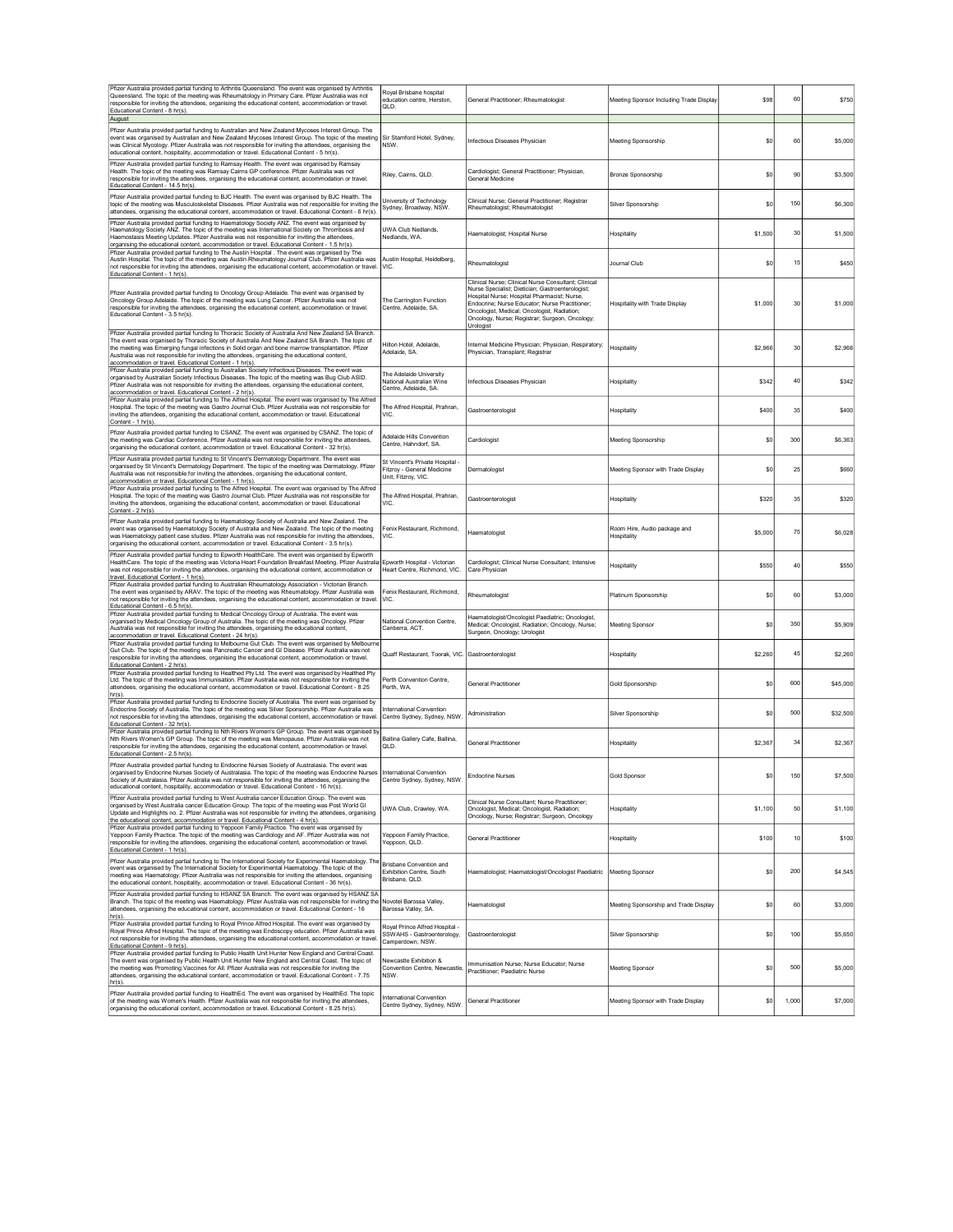| | | | | | | |
|---|---|---|---|---|---|---|
| Pfizer Australia provided partial funding to Arthritis Queensland. The event was organised by Arthritis Queensland. The topic of the meeting was Rheumatology in Primary Care. Pfizer Australia was not responsible for inviting the attendees, organising the educational content, accommodation or travel. Educational Content - 8 hr(s). | Royal Brisbane hospital education centre, Herston, QLD. | General Practitioner; Rheumatologist | Meeting Sponsor Including Trade Display | $98 | 60 | $750 |
| August | | | | | | |
| Pfizer Australia provided partial funding to Australian and New Zealand Mycoses Interest Group. The event was organised by Australian and New Zealand Mycoses Interest Group. The topic of the meeting was Clinical Mycology. Pfizer Australia was not responsible for inviting the attendees, organising the educational content, hospitality, accommodation or travel. Educational Content - 5 hr(s). | Sir Stamford Hotel, Sydney, NSW. | Infectious Diseases Physician | Meeting Sponsorship | $0 | 60 | $5,000 |
| Pfizer Australia provided partial funding to Ramsay Health. The event was organised by Ramsay Health. The topic of the meeting was Ramsay Cairns GP conference. Pfizer Australia was not responsible for inviting the attendees, organising the educational content, accommodation or travel. Educational Content - 14.5 hr(s). | Riley, Cairns, QLD. | Cardiologist; General Practitioner; Physician, General Medicine | Bronze Sponsorship | $0 | 90 | $3,500 |
| Pfizer Australia provided partial funding to BJC Health. The event was organised by BJC Health. The topic of the meeting was Musculoskeletal Diseases. Pfizer Australia was not responsible for inviting the attendees, organising the educational content, accommodation or travel. Educational Content - 6 hr(s). | University of Technology Sydney, Broadway, NSW. | Clinical Nurse; General Practitioner; Registrar Rheumatologist; Rheumatologist | Silver Sponsorship | $0 | 150 | $6,300 |
| Pfizer Australia provided partial funding to Haematology Society ANZ. The event was organised by Haematology Society ANZ. The topic of the meeting was International Society on Thrombosis and Haemostasis Meeting Updates. Pfizer Australia was not responsible for inviting the attendees, organising the educational content, accommodation or travel. Educational Content - 1.5 hr(s). | UWA Club Nedlands, Nedlands, WA. | Haematologist; Hospital Nurse | Hospitality | $1,500 | 30 | $1,500 |
| Pfizer Australia provided partial funding to The Austin Hospital . The event was organised by The Austin Hospital. The topic of the meeting was Austin Rheumatology Journal Club. Pfizer Australia was not responsible for inviting the attendees, organising the educational content, accommodation or travel. Educational Content - 1 hr(s). | Austin Hospital, Heidelberg, VIC. | Rheumatologist | Journal Club | $0 | 15 | $450 |
| Pfizer Australia provided partial funding to Oncology Group Adelaide. The event was organised by Oncology Group Adelaide. The topic of the meeting was Lung Cancer. Pfizer Australia was not responsible for inviting the attendees, organising the educational content, accommodation or travel. Educational Content - 3.5 hr(s). | The Carrington Function Centre, Adelaide, SA. | Clinical Nurse; Clinical Nurse Consultant; Clinical Nurse Specialist; Dietician; Gastroenterologist; Hospital Nurse; Hospital Pharmacist; Nurse, Endocrine; Nurse Educator; Nurse Practitioner; Oncologist, Medical; Oncologist, Radiation; Oncology, Nurse; Registrar; Surgeon, Oncology; Urologist | Hospitality with Trade Display | $1,000 | 30 | $1,000 |
| Pfizer Australia provided partial funding to Thoracic Society of Australia And New Zealand SA Branch. The event was organised by Thoracic Society of Australia And New Zealand SA Branch. The topic of the meeting was Emerging fungal infections in Solid organ and bone marrow transplantation. Pfizer Australia was not responsible for inviting the attendees, organising the educational content, accommodation or travel. Educational Content - 1 hr(s). | Hilton Hotel, Adelaide, Adelaide, SA. | Internal Medicine Physician; Physician, Respiratory; Physician, Transplant; Registrar | Hospitality | $2,966 | 30 | $2,966 |
| Pfizer Australia provided partial funding to Australian Society Infectious Diseases. The event was organised by Australian Society Infectious Diseases. The topic of the meeting was Bug Club ASID. Pfizer Australia was not responsible for inviting the attendees, organising the educational content, accommodation or travel. Educational Content - 2 hr(s). | The Adelaide University National Australian Wine Centre, Adelaide, SA. | Infectious Diseases Physician | Hospitality | $342 | 40 | $342 |
| Pfizer Australia provided partial funding to The Alfred Hospital. The event was organised by The Alfred Hospital. The topic of the meeting was Gastro Journal Club. Pfizer Australia was not responsible for inviting the attendees, organising the educational content, accommodation or travel. Educational Content - 1 hr(s). | The Alfred Hospital, Prahran, VIC. | Gastroenterologist | Hospitality | $400 | 35 | $400 |
| Pfizer Australia provided partial funding to CSANZ. The event was organised by CSANZ. The topic of the meeting was Cardiac Conference. Pfizer Australia was not responsible for inviting the attendees, organising the educational content, accommodation or travel. Educational Content - 32 hr(s). | Adelaide Hills Convention Centre, Hahndorf, SA. | Cardiologist | Meeting Sponsorship | $0 | 300 | $6,363 |
| Pfizer Australia provided partial funding to St Vincent's Dermatology Department. The event was organised by St Vincent's Dermatology Department. The topic of the meeting was Dermatology. Pfizer Australia was not responsible for inviting the attendees, organising the educational content, accommodation or travel. Educational Content - 1 hr(s). | St Vincent's Private Hospital - Fitzroy - General Medicine Unit, Fitzroy, VIC. | Dermatologist | Meeting Sponsor with Trade Display | $0 | 25 | $660 |
| Pfizer Australia provided partial funding to The Alfred Hospital. The event was organised by The Alfred Hospital. The topic of the meeting was Gastro Journal Club. Pfizer Australia was not responsible for inviting the attendees, organising the educational content, accommodation or travel. Educational Content - 2 hr(s). | The Alfred Hospital, Prahran, VIC. | Gastroenterologist | Hospitality | $320 | 35 | $320 |
| Pfizer Australia provided partial funding to Haematology Society of Australia and New Zealand. The event was organised by Haematology Society of Australia and New Zealand. The topic of the meeting was Haematology patient case studies. Pfizer Australia was not responsible for inviting the attendees, organising the educational content, accommodation or travel. Educational Content - 3.5 hr(s). | Fenix Restaurant, Richmond, VIC. | Haematologist | Room Hire, Audio package and Hospitality | $5,000 | 75 | $6,028 |
| Pfizer Australia provided partial funding to Epworth HealthCare. The event was organised by Epworth HealthCare. The topic of the meeting was Victoria Heart Foundation Breakfast Meeting. Pfizer Australia was not responsible for inviting the attendees, organising the educational content, accommodation or travel. Educational Content - 1 hr(s). | Epworth Hospital - Victorian Heart Care Centre, Richmond, VIC. | Cardiologist; Clinical Nurse Consultant; Intensive Care Physician | Hospitality | $550 | 40 | $550 |
| Pfizer Australia provided partial funding to Australian Rheumatology Association - Victorian Branch. The event was organised by ARAV. The topic of the meeting was Rheumatology. Pfizer Australia was not responsible for inviting the attendees, organising the educational content, accommodation or travel. Educational Content - 6.5 hr(s). | Fenix Restaurant, Richmond, VIC. | Rheumatologist | Platinum Sponsorship | $0 | 60 | $3,000 |
| Pfizer Australia provided partial funding to Medical Oncology Group of Australia. The event was organised by Medical Oncology Group of Australia. The topic of the meeting was Oncology. Pfizer Australia was not responsible for inviting the attendees, organising the educational content, accommodation or travel. Educational Content - 24 hr(s). | National Convention Centre, Canberra, ACT. | Haematologist/Oncologist Paediatric; Oncologist, Medical; Oncologist, Radiation; Oncology, Nurse; Surgeon, Oncology; Urologist | Meeting Sponsor | $0 | 350 | $5,909 |
| Pfizer Australia provided partial funding to Melbourne Gut Club. The event was organised by Melbourne Gut Club. The topic of the meeting was Pancreatic Cancer and GI Disease. Pfizer Australia was not responsible for inviting the attendees, organising the educational content, accommodation or travel. Educational Content - 2 hr(s). | Quaff Restaurant, Toorak, VIC. | Gastroenterologist | Hospitality | $2,260 | 45 | $2,260 |
| Pfizer Australia provided partial funding to Healthed Pty Ltd. The event was organised by Healthed Pty Ltd. The topic of the meeting was Immunisation. Pfizer Australia was not responsible for inviting the attendees, organising the educational content, accommodation or travel. Educational Content - 8.25 hr(s). | Perth Convention Centre, Perth, WA. | General Practitioner | Gold Sponsorship | $0 | 600 | $45,000 |
| Pfizer Australia provided partial funding to Endocrine Society of Australia. The event was organised by Endocrine Society of Australia. The topic of the meeting was Silver Sponsorship. Pfizer Australia was not responsible for inviting the attendees, organising the educational content, accommodation or travel. Educational Content - 32 hr(s). | International Convention Centre Sydney, Sydney, NSW. | Administration | Silver Sponsorship | $0 | 500 | $32,500 |
| Pfizer Australia provided partial funding to Nth Rivers Women's GP Group. The event was organised by Nth Rivers Women's GP Group. The topic of the meeting was Menopause. Pfizer Australia was not responsible for inviting the attendees, organising the educational content, accommodation or travel. Educational Content - 2.5 hr(s). | Ballina Gallery Cafe, Ballina, QLD. | General Practitioner | Hospitality | $2,367 | 34 | $2,367 |
| Pfizer Australia provided partial funding to Endocrine Nurses Society of Australasia. The event was organised by Endocrine Nurses Society of Australasia. The topic of the meeting was Endocrine Nurses Society of Australasia. Pfizer Australia was not responsible for inviting the attendees, organising the educational content, hospitality, accommodation or travel. Educational Content - 16 hr(s). | International Convention Centre Sydney, Sydney, NSW. | Endocrine Nurses | Gold Sponsor | $0 | 150 | $7,500 |
| Pfizer Australia provided partial funding to West Australia cancer Education Group. The event was organised by West Australia cancer Education Group. The topic of the meeting was Post World GI Update and Highlights no. 2. Pfizer Australia was not responsible for inviting the attendees, organising the educational content, accommodation or travel. Educational Content - 4 hr(s). | UWA Club, Crawley, WA. | Clinical Nurse Consultant; Nurse Practitioner; Oncologist, Medical; Oncologist, Radiation; Oncology, Nurse; Registrar; Surgeon, Oncology | Hospitality | $1,100 | 50 | $1,100 |
| Pfizer Australia provided partial funding to Yeppoon Family Practice. The event was organised by Yeppoon Family Practice. The topic of the meeting was Cardiology and AF. Pfizer Australia was not responsible for inviting the attendees, organising the educational content, accommodation or travel. Educational Content - 1 hr(s). | Yeppoon Family Practice, Yeppoon, QLD. | General Practitioner | Hospitality | $100 | 10 | $100 |
| Pfizer Australia provided partial funding to The International Society for Experimental Haematology. The event was organised by The International Society for Experimental Haematology. The topic of the meeting was Haematology. Pfizer Australia was not responsible for inviting the attendees, organising the educational content, hospitality, accommodation or travel. Educational Content - 36 hr(s). | Brisbane Convention and Exhibition Centre, South Brisbane, QLD. | Haematologist; Haematologist/Oncologist Paediatric | Meeting Sponsor | $0 | 200 | $4,545 |
| Pfizer Australia provided partial funding to HSANZ SA Branch. The event was organised by HSANZ SA Branch. The topic of the meeting was Haematology. Pfizer Australia was not responsible for inviting the attendees, organising the educational content, accommodation or travel. Educational Content - 16 hr(s). | Novotel Barossa Valley, Barossa Valley, SA. | Haematologist | Meeting Sponsorship and Trade Display | $0 | 60 | $3,000 |
| Pfizer Australia provided partial funding to Royal Prince Alfred Hospital. The event was organised by Royal Prince Alfred Hospital. The topic of the meeting was Endoscopy education. Pfizer Australia was not responsible for inviting the attendees, organising the educational content, accommodation or travel. Educational Content - 9 hr(s). | Royal Prince Alfred Hospital - SSWAHS - Gastroenterology, Camperdown, NSW. | Gastroenterologist | Silver Sponsorship | $0 | 100 | $5,650 |
| Pfizer Australia provided partial funding to Public Health Unit Hunter New England and Central Coast. The event was organised by Public Health Unit Hunter New England and Central Coast. The topic of the meeting was Promoting Vaccines for All. Pfizer Australia was not responsible for inviting the attendees, organising the educational content, accommodation or travel. Educational Content - 7.75 hr(s). | Newcastle Exhibition & Convention Centre, Newcastle, NSW. | Immunisation Nurse; Nurse Educator; Nurse Practitioner; Paediatric Nurse | Meeting Sponsor | $0 | 500 | $5,000 |
| Pfizer Australia provided partial funding to HealthEd. The event was organised by HealthEd. The topic of the meeting was Women's Health. Pfizer Australia was not responsible for inviting the attendees, organising the educational content, accommodation or travel. Educational Content - 8.25 hr(s). | International Convention Centre Sydney, Sydney, NSW. | General Practitioner | Meeting Sponsor with Trade Display | $0 | 1,000 | $7,000 |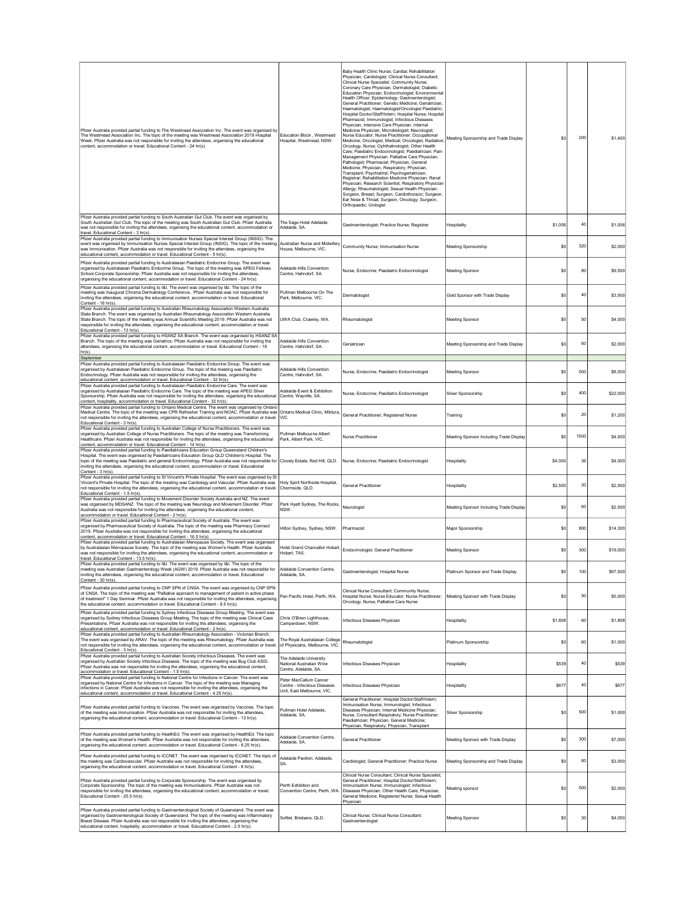| | | | | | | |
|---|---|---|---|---|---|---|
| Pfizer Australia provided partial funding to The Westmead Association Inc. The event was organised by The Westmead Association Inc. The topic of the meeting was Westmead Association 2019 Hospital Week. Pfizer Australia was not responsible for inviting the attendees, organising the educational content, accommodation or travel. Educational Content - 24 hr(s). | Education Block , Westmead Hospital, Westmead, NSW. | Baby Health Clinic Nurse; Cardiac Rehabilitation Physician; Cardiologist; Clinical Nurse Consultant; Clinical Nurse Specialist; Community Nurse; Coronary Care Physician; Dermatologist; Diabetic Education Physician; Endocrinologist; Environmental Health Officer; Epidemiology; Gastroenterologist; General Practitioner; Genetic Medicine; Geriatrician; Haematologist; Haematologist/Oncologist Paediatric; Hospital Doctor/Staff/Intern; Hospital Nurse; Hospital Pharmacist; Immunologist; Infectious Diseases Physician; Intensive Care Physician; Internal Medicine Physician; Microbiologist; Neurologist; Nurse Educator; Nurse Practitioner; Occupational Medicine; Oncologist, Medical; Oncologist, Radiation; Oncology, Nurse; Ophthalmologist; Other Health Care; Paediatric Endocrinologist; Paediatrician; Pain Management Physician; Palliative Care Physician; Pathologist; Pharmacist; Physician, General Medicine; Physician, Respiratory; Physician, Transplant; Psychiatrist; Psychogeriatrician; Registrar; Rehabilitation Medicine Physician; Renal Physician; Research Scientist; Respiratory Physician Allergy; Rheumatologist; Sexual Health Physician; Surgeon, Breast; Surgeon, Cardiothoracic; Surgeon, Ear Nose & Throat; Surgeon, Oncology; Surgeon, Orthopaedic; Urologist | Meeting Sponsorship and Trade Display | $0 | 200 | $1,400 |
| Pfizer Australia provided partial funding to South Australian Gut Club. The event was organised by South Australian Gut Club. The topic of the meeting was South Australian Gut Club. Pfizer Australia was not responsible for inviting the attendees, organising the educational content, accommodation or travel. Educational Content - 3 hr(s). | The Sage Hotel Adelaide, Adelaide, SA. | Gastroenterologist; Practice Nurse; Registrar | Hospitality | $1,006 | 40 | $1,006 |
| Pfizer Australia provided partial funding to Immunisation Nurses Special Interest Group (INSIG). The event was organised by Immunisation Nurses Special Interest Group (INSIG). The topic of the meeting was Immunisation. Pfizer Australia was not responsible for inviting the attendees, organising the educational content, accommodation or travel. Educational Content - 5 hr(s). | Australian Nurse and Midwifery House, Melbourne, VIC. | Community Nurse; Immunisation Nurse | Meeting Sponsorship | $0 | 320 | $2,000 |
| Pfizer Australia provided partial funding to Australasian Paediatric Endocrine Group. The event was organised by Australasian Paediatric Endocrine Group. The topic of the meeting was APEG Fellows School Corporate Sponsorship. Pfizer Australia was not responsible for inviting the attendees, organising the educational content, accommodation or travel. Educational Content - 24 hr(s). | Adelaide Hills Convention Centre, Hahndorf, SA. | Nurse, Endocrine; Paediatric Endocrinologist | Meeting Sponsor | $0 | 80 | $9,500 |
| Pfizer Australia provided partial funding to I&I. The event was organised by I&I. The topic of the meeting was Inaugural Chroma Dermatology Conference.. Pfizer Australia was not responsible for inviting the attendees, organising the educational content, accommodation or travel. Educational Content - 16 hr(s). | Pullman Melbourne On The Park, Melbourne, VIC. | Dermatologist | Gold Sponsor with Trade Display | $0 | 40 | $3,500 |
| Pfizer Australia provided partial funding to Australian Rheumatology Association Western Australia State Branch. The event was organised by Australian Rheumatology Association Western Australia State Branch. The topic of the meeting was Annual Scientific Meeting 2019. Pfizer Australia was not responsible for inviting the attendees, organising the educational content, accommodation or travel. Educational Content - 13 hr(s). | UWA Club, Crawley, WA. | Rheumatologist | Meeting Sponsor | $0 | 50 | $4,000 |
| Pfizer Australia provided partial funding to HSANZ SA Branch. The event was organised by HSANZ SA Branch. The topic of the meeting was Geriatrics. Pfizer Australia was not responsible for inviting the attendees, organising the educational content, accommodation or travel. Educational Content - 16 hr(s). | Adelaide Hills Convention Centre, Hahndorf, SA. | Geriatrician | Meeting Sponsorship and Trade Display | $0 | 60 | $2,000 |
| September | | | | | | |
| Pfizer Australia provided partial funding to Australasian Paediatric Endocrine Group. The event was organised by Australasian Paediatric Endocrine Group. The topic of the meeting was Paediatric Endocrinology. Pfizer Australia was not responsible for inviting the attendees, organising the educational content, accommodation or travel. Educational Content - 32 hr(s). | Adelaide Hills Convention Centre, Hahndorf, SA. | Nurse, Endocrine; Paediatric Endocrinologist | Meeting Sponsor | $0 | 500 | $8,000 |
| Pfizer Australia provided partial funding to Australasian Paediatric Endocrine Care. The event was organised by Australasian Paediatric Endocrine Care. The topic of the meeting was APEG Silver Sponsorship. Pfizer Australia was not responsible for inviting the attendees, organising the educational content, hospitality, accommodation or travel. Educational Content - 32 hr(s). | Adelaide Event & Exhibition Centre, Wayville, SA. | Nurse, Endocrine; Paediatric Endocrinologist | Silver Sponsorship | $0 | 400 | $22,000 |
| Pfizer Australia provided partial funding to Ontario Medical Centre. The event was organised by Ontario Medical Centre. The topic of the meeting was CPR Refresher Training and NOAC. Pfizer Australia was not responsible for inviting the attendees, organising the educational content, accommodation or travel. Educational Content - 3 hr(s). | Ontario Medical Clinic, Mildura, VIC. | General Practitioner; Registered Nurse | Training | $0 | 20 | $1,200 |
| Pfizer Australia provided partial funding to Australian College of Nurse Practitioners. The event was organised by Australian College of Nurse Practitioners. The topic of the meeting was Transforming Healthcare. Pfizer Australia was not responsible for inviting the attendees, organising the educational content, accommodation or travel. Educational Content - 14 hr(s). | Pullman Melbourne Albert Park, Albert Park, VIC. | Nurse Practitioner | Meeting Sponsor Including Trade Display | $0 | 1500 | $4,500 |
| Pfizer Australia provided partial funding to Paediatricians Education Group Queensland Children's Hospital. The event was organised by Paediatricians Education Group QLD Children's Hospital. The topic of the meeting was Paediatric and general Endocrinology. Pfizer Australia was not responsible for inviting the attendees, organising the educational content, accommodation or travel. Educational Content - 3 hr(s). | Clovely Estate, Red Hill, QLD. | Nurse, Endocrine; Paediatric Endocrinologist | Hospitality | $4,000 | 36 | $4,000 |
| Pfizer Australia provided partial funding to St Vincent's Private Hospital. The event was organised by St Vincent's Private Hospital. The topic of the meeting was Cardiology and Vascular. Pfizer Australia was not responsible for inviting the attendees, organising the educational content, accommodation or travel. Educational Content - 1.5 hr(s). | Holy Spirit Northside Hospital, Chermside, QLD. | General Practitioner | Hospitality | $2,500 | 30 | $2,500 |
| Pfizer Australia provided partial funding to Movement Disorder Society Australia and NZ. The event was organised by MDSANZ. The topic of the meeting was Neurology and Movement Disorder. Pfizer Australia was not responsible for inviting the attendees, organising the educational content, accommodation or travel. Educational Content - 2 hr(s). | Park Hyatt Sydney, The Rocks, NSW. | Neurologist | Meeting Sponsor Including Trade Display | $0 | 60 | $2,500 |
| Pfizer Australia provided partial funding to Pharmaceutical Society of Australia. The event was organised by Pharmaceutical Society of Australia. The topic of the meeting was Pharmacy Connect 2019. Pfizer Australia was not responsible for inviting the attendees, organising the educational content, accommodation or travel. Educational Content - 16.5 hr(s). | Hilton Sydney, Sydney, NSW. | Pharmacist | Major Sponsorship | $0 | 800 | $14,300 |
| Pfizer Australia provided partial funding to Australasian Menopause Society. The event was organised by Australasian Menopause Society. The topic of the meeting was Women's Health. Pfizer Australia was not responsible for inviting the attendees, organising the educational content, accommodation or travel. Educational Content - 13.5 hr(s). | Hotel Grand Chancellor Hobart, Hobart, TAS. | Endocrinologist; General Practitioner | Meeting Sponsor | $0 | 300 | $19,000 |
| Pfizer Australia provided partial funding to I&I. The event was organised by I&I. The topic of the meeting was Australian Gastroenterology Week (AGW) 2019. Pfizer Australia was not responsible for inviting the attendees, organising the educational content, accommodation or travel. Educational Content - 30 hr(s). | Adelaide Convention Centre, Adelaide, SA. | Gastroenterologist; Hospital Nurse | Platinum Sponsor and Trade Display | $0 | 100 | $67,500 |
| Pfizer Australia provided partial funding to CNP SPN of CNSA. The event was organised by CNP SPN of CNSA. The topic of the meeting was "Palliative approach to management of patient in active phase of treatment" 1 Day Seminar. Pfizer Australia was not responsible for inviting the attendees, organising the educational content, accommodation or travel. Educational Content - 9.5 hr(s). | Pan Pacific Hotel, Perth, WA. | Clinical Nurse Consultant; Community Nurse; Hospital Nurse; Nurse Educator; Nurse Practitioner; Oncology, Nurse; Palliative Care Nurse | Meeting Sponsor with Trade Display | $0 | 50 | $5,000 |
| Pfizer Australia provided partial funding to Sydney Infectious Diseases Group Meeting. The event was organised by Sydney Infectious Diseases Group Meeting. The topic of the meeting was Clinical Case Presentations. Pfizer Australia was not responsible for inviting the attendees, organising the educational content, accommodation or travel. Educational Content - 2 hr(s). | Chris O'Brien Lighthouse, Camperdown, NSW. | Infectious Diseases Physician | Hospitality | $1,808 | 60 | $1,808 |
| Pfizer Australia provided partial funding to Australian Rheumatology Association - Victorian Branch. The event was organised by ARAV. The topic of the meeting was Rheumatology. Pfizer Australia was not responsible for inviting the attendees, organising the educational content, accommodation or travel. Educational Content - 3 hr(s). | The Royal Australasian College of Physicians, Melbourne, VIC. | Rheumatologist | Platinum Sponsorship | $0 | 60 | $1,000 |
| Pfizer Australia provided partial funding to Australian Society Infectious Diseases. The event was organised by Australian Society Infectious Diseases. The topic of the meeting was Bug Club ASID. Pfizer Australia was not responsible for inviting the attendees, organising the educational content, accommodation or travel. Educational Content - 1.5 hr(s). | The Adelaide University National Australian Wine Centre, Adelaide, SA. | Infectious Diseases Physician | Hospitality | $539 | 40 | $539 |
| Pfizer Australia provided partial funding to National Centre for Infections in Cancer. The event was organised by National Centre for Infections in Cancer. The topic of the meeting was Managing infections in Cancer. Pfizer Australia was not responsible for inviting the attendees, organising the educational content, accommodation or travel. Educational Content - 4.25 hr(s). | Peter MacCallum Cancer Centre - Infectious Diseases Unit, East Melbourne, VIC. | Infectious Diseases Physician | Hospitality | $677 | 40 | $677 |
| Pfizer Australia provided partial funding to Vaccines. The event was organised by Vaccines. The topic of the meeting was Immunisation. Pfizer Australia was not responsible for inviting the attendees, organising the educational content, accommodation or travel. Educational Content - 13 hr(s). | Pullman Hotel Adelaide, Adelaide, SA. | General Practitioner; Hospital Doctor/Staff/Intern; Immunisation Nurse; Immunologist; Infectious Diseases Physician; Internal Medicine Physician; Nurse, Consultant Respiratory; Nurse Practitioner; Paediatrician; Physician, General Medicine; Physician, Respiratory; Physician, Transplant | Silver Sponsorship | $0 | 500 | $1,000 |
| Pfizer Australia provided partial funding to HealthEd. The event was organised by HealthEd. The topic of the meeting was Women's Health. Pfizer Australia was not responsible for inviting the attendees, organising the educational content, accommodation or travel. Educational Content - 8.25 hr(s). | Adelaide Convention Centre, Adelaide, SA. | General Practitioner | Meeting Sponsor with Trade Display | $0 | 300 | $7,000 |
| Pfizer Australia provided partial funding to ICCNET. The event was organised by ICCNET. The topic of the meeting was Cardiovascular. Pfizer Australia was not responsible for inviting the attendees, organising the educational content, accommodation or travel. Educational Content - 8 hr(s). | Adelaide Pavilion, Adelaide, SA. | Cardiologist; General Practitioner; Practice Nurse | Meeting Sponsorship and Trade Display | $0 | 60 | $3,000 |
| Pfizer Australia provided partial funding to Corporate Sponsorship. The event was organised by Corporate Sponsorship. The topic of the meeting was Immunisations. Pfizer Australia was not responsible for inviting the attendees, organising the educational content, accommodation or travel. Educational Content - 25.5 hr(s). | Perth Exhibition and Convention Centre, Perth, WA. | Clinical Nurse Consultant; Clinical Nurse Specialist; General Practitioner; Hospital Doctor/Staff/Intern; Immunisation Nurse; Immunologist; Infectious Diseases Physician; Other Health Care; Physician, General Medicine; Registered Nurse; Sexual Health Physician | Meeting sponsor | $0 | 500 | $2,000 |
| Pfizer Australia provided partial funding to Gastroenterological Society of Queensland. The event was organised by Gastroenterological Society of Queensland. The topic of the meeting was Inflammatory Bowel Disease. Pfizer Australia was not responsible for inviting the attendees, organising the educational content, hospitality, accommodation or travel. Educational Content - 2.5 hr(s). | Sofitel, Brisbane, QLD. | Clinical Nurse; Clinical Nurse Consultant; Gastroenterologist | Meeting Sponsor | $0 | 30 | $4,050 |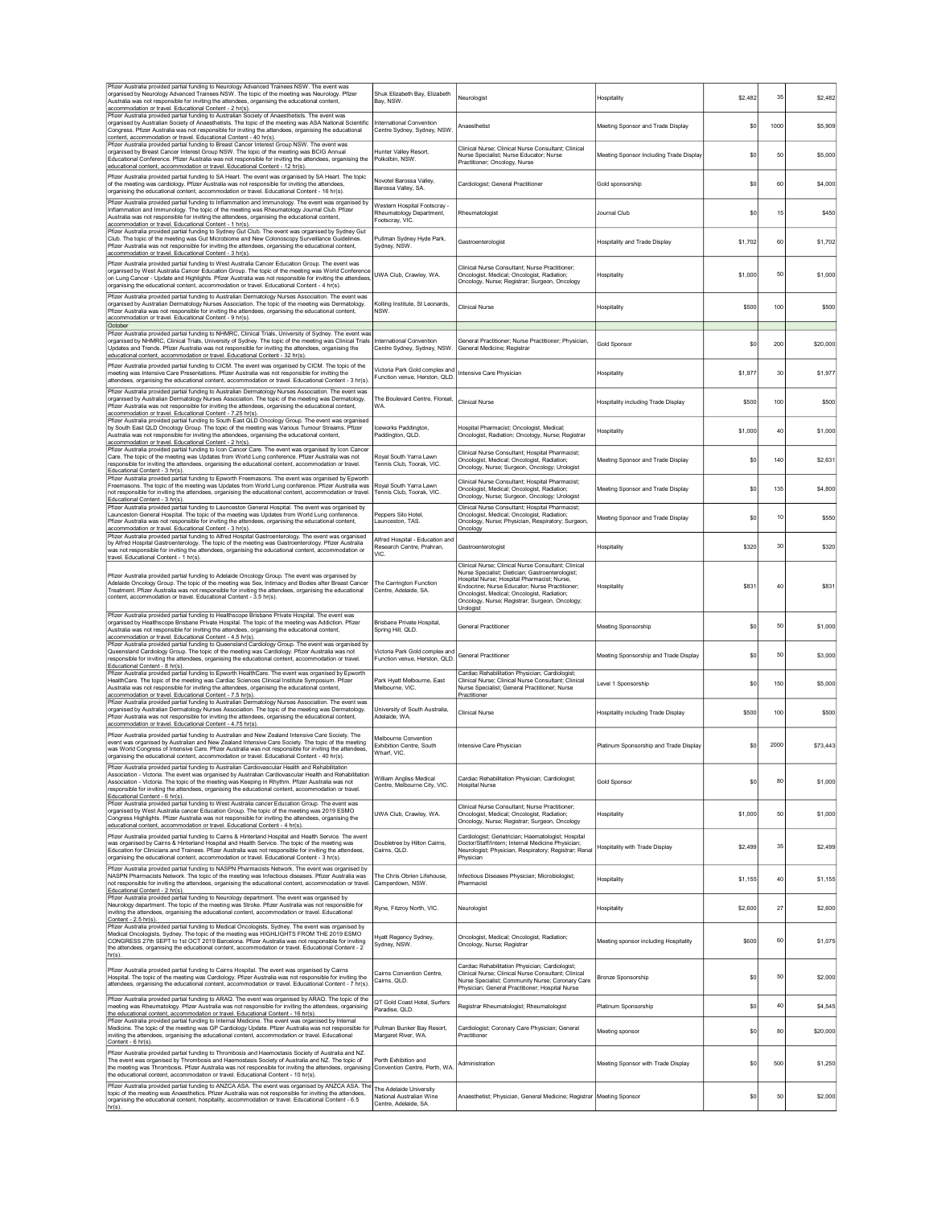| | | | | | | |
|---|---|---|---|---|---|---|
| Pfizer Australia provided partial funding to Neurology Advanced Trainees NSW. The event was organised by Neurology Advanced Trainees NSW. The topic of the meeting was Neurology. Pfizer Australia was not responsible for inviting the attendees, organising the educational content, accommodation or travel. Educational Content - 2 hr(s). | Shuk Elizabeth Bay, Elizabeth Bay, NSW. | Neurologist | Hospitality | $2,482 | 35 | $2,482 |
| Pfizer Australia provided partial funding to Australian Society of Anaesthetists. The event was organised by Australian Society of Anaesthetists. The topic of the meeting was ASA National Scientific Congress. Pfizer Australia was not responsible for inviting the attendees, organising the educational content, accommodation or travel. Educational Content - 40 hr(s). | International Convention Centre Sydney, Sydney, NSW. | Anaesthetist | Meeting Sponsor and Trade Display | $0 | 1000 | $5,909 |
| Pfizer Australia provided partial funding to Breast Cancer Interest Group NSW. The event was organised by Breast Cancer Interest Group NSW. The topic of the meeting was BCIG Annual Educational Conference. Pfizer Australia was not responsible for inviting the attendees, organising the educational content, accommodation or travel. Educational Content - 12 hr(s). | Hunter Valley Resort, Polkolbin, NSW. | Clinical Nurse; Clinical Nurse Consultant; Clinical Nurse Specialist; Nurse Educator; Nurse Practitioner; Oncology, Nurse | Meeting Sponsor Including Trade Display | $0 | 50 | $5,000 |
| Pfizer Australia provided partial funding to SA Heart. The event was organised by SA Heart. The topic of the meeting was cardiology. Pfizer Australia was not responsible for inviting the attendees, organising the educational content, accommodation or travel. Educational Content - 16 hr(s). | Novotel Barossa Valley, Barossa Valley, SA. | Cardiologist; General Practitioner | Gold sponsorship | $0 | 60 | $4,000 |
| Pfizer Australia provided partial funding to Inflammation and Immunology. The event was organised by Inflammation and Immunology. The topic of the meeting was Rheumatology Journal Club. Pfizer Australia was not responsible for inviting the attendees, organising the educational content, accommodation or travel. Educational Content - 1 hr(s). | Western Hospital Footscray - Rheumatology Department, Footscray, VIC. | Rheumatologist | Journal Club | $0 | 15 | $450 |
| Pfizer Australia provided partial funding to Sydney Gut Club. The event was organised by Sydney Gut Club. The topic of the meeting was Gut Microbiome and New Colonoscopy Surveillance Guidelines. Pfizer Australia was not responsible for inviting the attendees, organising the educational content, accommodation or travel. Educational Content - 3 hr(s). | Pullman Sydney Hyde Park, Sydney, NSW. | Gastroenterologist | Hospitality and Trade Display | $1,702 | 60 | $1,702 |
| Pfizer Australia provided partial funding to West Australia Cancer Education Group. The event was organised by West Australia Cancer Education Group. The topic of the meeting was World Conference on Lung Cancer - Update and Highlights. Pfizer Australia was not responsible for inviting the attendees, organising the educational content, accommodation or travel. Educational Content - 4 hr(s). | UWA Club, Crawley, WA. | Clinical Nurse Consultant; Nurse Practitioner; Oncologist, Medical; Oncologist, Radiation; Oncology, Nurse; Registrar; Surgeon, Oncology | Hospitality | $1,000 | 50 | $1,000 |
| Pfizer Australia provided partial funding to Australian Dermatology Nurses Association. The event was organised by Australian Dermatology Nurses Association. The topic of the meeting was Dermatology. Pfizer Australia was not responsible for inviting the attendees, organising the educational content, accommodation or travel. Educational Content - 9 hr(s). | Kolling Institute, St Leonards, NSW. | Clinical Nurse | Hospitality | $500 | 100 | $500 |
| October | | | | | | |
| Pfizer Australia provided partial funding to NHMRC, Clinical Trials, University of Sydney. The event was organised by NHMRC, Clinical Trials, University of Sydney. The topic of the meeting was Clinical Trials Updates and Trends. Pfizer Australia was not responsible for inviting the attendees, organising the educational content, accommodation or travel. Educational Content - 32 hr(s). | International Convention Centre Sydney, Sydney, NSW. | General Practitioner; Nurse Practitioner; Physician, General Medicine; Registrar | Gold Sponsor | $0 | 200 | $20,000 |
| Pfizer Australia provided partial funding to CICM. The event was organised by CICM. The topic of the meeting was Intensive Care Presentations. Pfizer Australia was not responsible for inviting the attendees, organising the educational content, accommodation or travel. Educational Content - 3 hr(s). | Victoria Park Gold complex and Function venue, Herston, QLD. | Intensive Care Physician | Hospitality | $1,977 | 30 | $1,977 |
| Pfizer Australia provided partial funding to Australian Dermatology Nurses Association. The event was organised by Australian Dermatology Nurses Association. The topic of the meeting was Dermatology. Pfizer Australia was not responsible for inviting the attendees, organising the educational content, accommodation or travel. Educational Content - 7.25 hr(s). | The Boulevard Centre, Floreat, WA. | Clinical Nurse | Hospitality including Trade Display | $500 | 100 | $500 |
| Pfizer Australia provided partial funding to South East QLD Oncology Group. The event was organised by South East QLD Oncology Group. The topic of the meeting was Various Tumour Streams. Pfizer Australia was not responsible for inviting the attendees, organising the educational content, accommodation or travel. Educational Content - 2 hr(s). | Iceworks Paddington, Paddington, QLD. | Hospital Pharmacist; Oncologist, Medical; Oncologist, Radiation; Oncology, Nurse; Registrar | Hospitality | $1,000 | 40 | $1,000 |
| Pfizer Australia provided partial funding to Icon Cancer Care. The event was organised by Icon Cancer Care. The topic of the meeting was Updates from World Lung conference. Pfizer Australia was not responsible for inviting the attendees, organising the educational content, accommodation or travel. Educational Content - 3 hr(s). | Royal South Yarra Lawn Tennis Club, Toorak, VIC. | Clinical Nurse Consultant; Hospital Pharmacist; Oncologist, Medical; Oncologist, Radiation; Oncology, Nurse; Surgeon, Oncology; Urologist | Meeting Sponsor and Trade Display | $0 | 140 | $2,631 |
| Pfizer Australia provided partial funding to Epworth Freemasons. The event was organised by Epworth Freemasons. The topic of the meeting was Updates from World Lung conference. Pfizer Australia was not responsible for inviting the attendees, organising the educational content, accommodation or travel. Educational Content - 3 hr(s). | Royal South Yarra Lawn Tennis Club, Toorak, VIC. | Clinical Nurse Consultant; Hospital Pharmacist; Oncologist, Medical; Oncologist, Radiation; Oncology, Nurse; Surgeon, Oncology; Urologist | Meeting Sponsor and Trade Display | $0 | 135 | $4,800 |
| Pfizer Australia provided partial funding to Launceston General Hospital. The event was organised by Launceston General Hospital. The topic of the meeting was Updates from World Lung conference. Pfizer Australia was not responsible for inviting the attendees, organising the educational content, accommodation or travel. Educational Content - 3 hr(s). | Peppers Silo Hotel, Launceston, TAS. | Clinical Nurse Consultant; Hospital Pharmacist; Oncologist, Medical; Oncologist, Radiation; Oncology, Nurse; Physician, Respiratory; Surgeon, Oncology | Meeting Sponsor and Trade Display | $0 | 10 | $550 |
| Pfizer Australia provided partial funding to Alfred Hospital Gastroenterology. The event was organised by Alfred Hospital Gastroenterology. The topic of the meeting was Gastroenterology. Pfizer Australia was not responsible for inviting the attendees, organising the educational content, accommodation or travel. Educational Content - 1 hr(s). | Alfred Hospital - Education and Research Centre, Prahran, VIC. | Gastroenterologist | Hospitality | $320 | 30 | $320 |
| Pfizer Australia provided partial funding to Adelaide Oncology Group. The event was organised by Adelaide Oncology Group. The topic of the meeting was Sex, Intimacy and Bodies after Breast Cancer Treatment. Pfizer Australia was not responsible for inviting the attendees, organising the educational content, accommodation or travel. Educational Content - 3.5 hr(s). | The Carrington Function Centre, Adelaide, SA. | Clinical Nurse; Clinical Nurse Consultant; Clinical Nurse Specialist; Dietician; Gastroenterologist; Hospital Nurse; Hospital Pharmacist; Nurse, Endocrine; Nurse Educator; Nurse Practitioner; Oncologist, Medical; Oncologist, Radiation; Oncology, Nurse; Registrar; Surgeon, Oncology; Urologist | Hospitality | $831 | 40 | $831 |
| Pfizer Australia provided partial funding to Healthscope Brisbane Private Hospital. The event was organised by Healthscope Brisbane Private Hospital. The topic of the meeting was Addiction. Pfizer Australia was not responsible for inviting the attendees, organising the educational content, accommodation or travel. Educational Content - 4.5 hr(s). | Brisbane Private Hospital, Spring Hill, QLD. | General Practitioner | Meeting Sponsorship | $0 | 50 | $1,000 |
| Pfizer Australia provided partial funding to Queensland Cardiology Group. The event was organised by Queensland Cardiology Group. The topic of the meeting was Cardiology. Pfizer Australia was not responsible for inviting the attendees, organising the educational content, accommodation or travel. Educational Content - 8 hr(s). | Victoria Park Gold complex and Function venue, Herston, QLD. | General Practitioner | Meeting Sponsorship and Trade Display | $0 | 50 | $3,000 |
| Pfizer Australia provided partial funding to Epworth HealthCare. The event was organised by Epworth HealthCare. The topic of the meeting was Cardiac Sciences Clinical Institute Symposium. Pfizer Australia was not responsible for inviting the attendees, organising the educational content, accommodation or travel. Educational Content - 7.5 hr(s). | Park Hyatt Melbourne, East Melbourne, VIC. | Cardiac Rehabilitation Physician; Cardiologist; Clinical Nurse; Clinical Nurse Consultant; Clinical Nurse Specialist; General Practitioner; Nurse Practitioner | Level 1 Sponsorship | $0 | 150 | $5,000 |
| Pfizer Australia provided partial funding to Australian Dermatology Nurses Association. The event was organised by Australian Dermatology Nurses Association. The topic of the meeting was Dermatology. Pfizer Australia was not responsible for inviting the attendees, organising the educational content, accommodation or travel. Educational Content - 4.75 hr(s). | University of South Australia, Adelaide, WA. | Clinical Nurse | Hospitality including Trade Display | $500 | 100 | $500 |
| Pfizer Australia provided partial funding to Australian and New Zealand Intensive Care Society. The event was organised by Australian and New Zealand Intensive Care Society. The topic of the meeting was World Congress of Intensive Care. Pfizer Australia was not responsible for inviting the attendees, organising the educational content, accommodation or travel. Educational Content - 40 hr(s). | Melbourne Convention Exhibition Centre, South Wharf, VIC. | Intensive Care Physician | Platinum Sponsorship and Trade Display | $0 | 2000 | $73,443 |
| Pfizer Australia provided partial funding to Australian Cardiovascular Health and Rehabilitation Association - Victoria. The event was organised by Australian Cardiovascular Health and Rehabilitation Association - Victoria. The topic of the meeting was Keeping in Rhythm. Pfizer Australia was not responsible for inviting the attendees, organising the educational content, accommodation or travel. Educational Content - 6 hr(s). | William Angliss Medical Centre, Melbourne City, VIC. | Cardiac Rehabilitation Physician; Cardiologist; Hospital Nurse | Gold Sponsor | $0 | 80 | $1,000 |
| Pfizer Australia provided partial funding to West Australia cancer Education Group. The event was organised by West Australia cancer Education Group. The topic of the meeting was 2019 ESMO Congress Highlights. Pfizer Australia was not responsible for inviting the attendees, organising the educational content, accommodation or travel. Educational Content - 4 hr(s). | UWA Club, Crawley, WA. | Clinical Nurse Consultant; Nurse Practitioner; Oncologist, Medical; Oncologist, Radiation; Oncology, Nurse; Registrar; Surgeon, Oncology | Hospitality | $1,000 | 50 | $1,000 |
| Pfizer Australia provided partial funding to Cairns & Hinterland Hospital and Health Service. The event was organised by Cairns & Hinterland Hospital and Health Service. The topic of the meeting was Education for Clinicians and Trainees. Pfizer Australia was not responsible for inviting the attendees, organising the educational content, accommodation or travel. Educational Content - 3 hr(s). | Doubletree by Hilton Cairns, Cairns, QLD. | Cardiologist; Geriatrician; Haematologist; Hospital Doctor/Staff/Intern; Internal Medicine Physician; Neurologist; Physician, Respiratory; Registrar; Renal Physician | Hospitality with Trade Display | $2,499 | 35 | $2,499 |
| Pfizer Australia provided partial funding to NASPN Pharmacists Network. The event was organised by NASPN Pharmacists Network. The topic of the meeting was Infectious diseases. Pfizer Australia was not responsible for inviting the attendees, organising the educational content, accommodation or travel. Educational Content - 2 hr(s). | The Chris Obrien Lifehouse, Camperdown, NSW. | Infectious Diseases Physician; Microbiologist; Pharmacist | Hospitality | $1,155 | 40 | $1,155 |
| Pfizer Australia provided partial funding to Neurology department. The event was organised by Neurology department. The topic of the meeting was Stroke. Pfizer Australia was not responsible for inviting the attendees, organising the educational content, accommodation or travel. Educational Content - 2.5 hr(s). | Ryne, Fitzroy North, VIC. | Neurologist | Hospitality | $2,600 | 27 | $2,600 |
| Pfizer Australia provided partial funding to Medical Oncologists, Sydney. The event was organised by Medical Oncologists, Sydney. The topic of the meeting was HIGHLIGHTS FROM THE 2019 ESMO CONGRESS 27th SEPT to 1st OCT 2019 Barcelona. Pfizer Australia was not responsible for inviting the attendees, organising the educational content, accommodation or travel. Educational Content - 2 hr(s). | Hyatt Regency Sydney, Sydney, NSW. | Oncologist, Medical; Oncologist, Radiation; Oncology, Nurse; Registrar | Meeting sponsor including Hospitality | $600 | 60 | $1,075 |
| Pfizer Australia provided partial funding to Cairns Hospital. The event was organised by Cairns Hospital. The topic of the meeting was Cardiology. Pfizer Australia was not responsible for inviting the attendees, organising the educational content, accommodation or travel. Educational Content - 7 hr(s). | Cairns Convention Centre, Cairns, QLD. | Cardiac Rehabilitation Physician; Cardiologist; Clinical Nurse; Clinical Nurse Consultant; Clinical Nurse Specialist; Community Nurse; Coronary Care Physician; General Practitioner; Hospital Nurse | Bronze Sponsorship | $0 | 50 | $2,000 |
| Pfizer Australia provided partial funding to ARAQ. The event was organised by ARAQ. The topic of the meeting was Rheumatology. Pfizer Australia was not responsible for inviting the attendees, organising the educational content, accommodation or travel. Educational Content - 16 hr(s). | QT Gold Coast Hotel, Surfers Paradise, QLD. | Registrar Rheumatologist; Rheumatologist | Platinum Sponsorship | $0 | 40 | $4,545 |
| Pfizer Australia provided partial funding to Internal Medicine. The event was organised by Internal Medicine. The topic of the meeting was GP Cardiology Update. Pfizer Australia was not responsible for inviting the attendees, organising the educational content, accommodation or travel. Educational Content - 6 hr(s). | Pullman Bunker Bay Resort, Margaret River, WA. | Cardiologist; Coronary Care Physician; General Practitioner | Meeting sponsor | $0 | 80 | $20,000 |
| Pfizer Australia provided partial funding to Thrombosis and Haemostasis Society of Australia and NZ. The event was organised by Thrombosis and Haemostasis Society of Australia and NZ. The topic of the meeting was Thrombosis. Pfizer Australia was not responsible for inviting the attendees, organising the educational content, accommodation or travel. Educational Content - 10 hr(s). | Perth Exhibition and Convention Centre, Perth, WA. | Administration | Meeting Sponsor with Trade Display | $0 | 500 | $1,250 |
| Pfizer Australia provided partial funding to ANZCA ASA. The event was organised by ANZCA ASA. The topic of the meeting was Anaesthetics. Pfizer Australia was not responsible for inviting the attendees, organising the educational content, hospitality, accommodation or travel. Educational Content - 6.5 hr(s). | The Adelaide University National Australian Wine Centre, Adelaide, SA. | Anaesthetist; Physician, General Medicine; Registrar | Meeting Sponsor | $0 | 50 | $2,000 |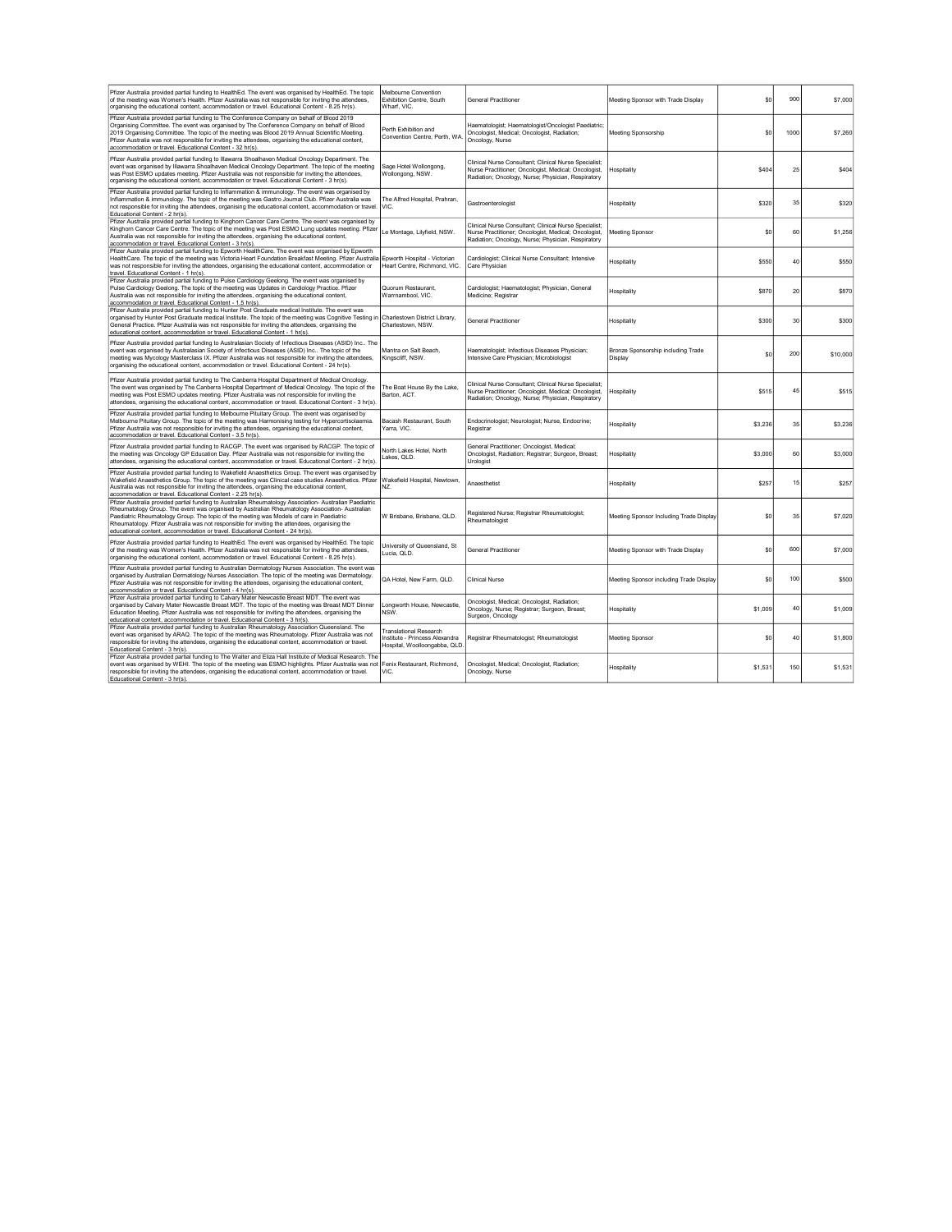| | | | | | | |
|---|---|---|---|---|---|---|
| Pfizer Australia provided partial funding to HealthEd. The event was organised by HealthEd. The topic of the meeting was Women's Health. Pfizer Australia was not responsible for inviting the attendees, organising the educational content, accommodation or travel. Educational Content - 8.25 hr(s). | Melbourne Convention Exhibition Centre, South Wharf, VIC. | General Practitioner | Meeting Sponsor with Trade Display | $0 | 900 | $7,000 |
| Pfizer Australia provided partial funding to The Conference Company on behalf of Blood 2019 Organising Committee. The event was organised by The Conference Company on behalf of Blood 2019 Organising Committee. The topic of the meeting was Blood 2019 Annual Scientific Meeting. Pfizer Australia was not responsible for inviting the attendees, organising the educational content, accommodation or travel. Educational Content - 32 hr(s). | Perth Exhibition and Convention Centre, Perth, WA. | Haematologist; Haematologist/Oncologist Paediatric; Oncologist, Medical; Oncologist, Radiation; Oncology, Nurse | Meeting Sponsorship | $0 | 1000 | $7,260 |
| Pfizer Australia provided partial funding to Illawarra Shoalhaven Medical Oncology Department. The event was organised by Illawarra Shoalhaven Medical Oncology Department. The topic of the meeting was Post ESMO updates meeting. Pfizer Australia was not responsible for inviting the attendees, organising the educational content, accommodation or travel. Educational Content - 3 hr(s). | Sage Hotel Wollongong, Wollongong, NSW. | Clinical Nurse Consultant; Clinical Nurse Specialist; Nurse Practitioner; Oncologist, Medical; Oncologist, Radiation; Oncology, Nurse; Physician, Respiratory | Hospitality | $404 | 25 | $404 |
| Pfizer Australia provided partial funding to Inflammation & immunology. The event was organised by Inflammation & immunology. The topic of the meeting was Gastro Journal Club. Pfizer Australia was not responsible for inviting the attendees, organising the educational content, accommodation or travel. Educational Content - 2 hr(s). | The Alfred Hospital, Prahran, VIC. | Gastroenterologist | Hospitality | $320 | 35 | $320 |
| Pfizer Australia provided partial funding to Kinghorn Cancer Care Centre. The event was organised by Kinghorn Cancer Care Centre. The topic of the meeting was Post ESMO Lung updates meeting. Pfizer Australia was not responsible for inviting the attendees, organising the educational content, accommodation or travel. Educational Content - 3 hr(s). | Le Montage, Lilyfield, NSW. | Clinical Nurse Consultant; Clinical Nurse Specialist; Nurse Practitioner; Oncologist, Medical; Oncologist, Radiation; Oncology, Nurse; Physician, Respiratory | Meeting Sponsor | $0 | 60 | $1,256 |
| Pfizer Australia provided partial funding to Epworth HealthCare. The event was organised by Epworth HealthCare. The topic of the meeting was Victoria Heart Foundation Breakfast Meeting. Pfizer Australia was not responsible for inviting the attendees, organising the educational content, accommodation or travel. Educational Content - 1 hr(s). | Epworth Hospital - Victorian Heart Centre, Richmond, VIC. | Cardiologist; Clinical Nurse Consultant; Intensive Care Physician | Hospitality | $550 | 40 | $550 |
| Pfizer Australia provided partial funding to Pulse Cardiology Geelong. The event was organised by Pulse Cardiology Geelong. The topic of the meeting was Updates in Cardiology Practice. Pfizer Australia was not responsible for inviting the attendees, organising the educational content, accommodation or travel. Educational Content - 1.5 hr(s). | Quorum Restaurant, Warrnambool, VIC. | Cardiologist; Haematologist; Physician, General Medicine; Registrar | Hospitality | $870 | 20 | $870 |
| Pfizer Australia provided partial funding to Hunter Post Graduate medical Institute. The event was organised by Hunter Post Graduate medical Institute. The topic of the meeting was Cognitive Testing in General Practice. Pfizer Australia was not responsible for inviting the attendees, organising the educational content, accommodation or travel. Educational Content - 1 hr(s). | Charlestown District Library, Charlestown, NSW. | General Practitioner | Hospitality | $300 | 30 | $300 |
| Pfizer Australia provided partial funding to Australasian Society of Infectious Diseases (ASID) Inc.. The event was organised by Australasian Society of Infectious Diseases (ASID) Inc.. The topic of the meeting was Mycology Masterclass IX. Pfizer Australia was not responsible for inviting the attendees, organising the educational content, accommodation or travel. Educational Content - 24 hr(s). | Mantra on Salt Beach, Kingscliff, NSW. | Haematologist; Infectious Diseases Physician; Intensive Care Physician; Microbiologist | Bronze Sponsorship including Trade Display | $0 | 200 | $10,000 |
| Pfizer Australia provided partial funding to The Canberra Hospital Department of Medical Oncology. The event was organised by The Canberra Hospital Department of Medical Oncology. The topic of the meeting was Post ESMO updates meeting. Pfizer Australia was not responsible for inviting the attendees, organising the educational content, accommodation or travel. Educational Content - 3 hr(s). | The Boat House By the Lake, Barton, ACT. | Clinical Nurse Consultant; Clinical Nurse Specialist; Nurse Practitioner; Oncologist, Medical; Oncologist, Radiation; Oncology, Nurse; Physician, Respiratory | Hospitality | $515 | 45 | $515 |
| Pfizer Australia provided partial funding to Melbourne Pituitary Group. The event was organised by Melbourne Pituitary Group. The topic of the meeting was Harmonising testing for Hypercortisolaemia. Pfizer Australia was not responsible for inviting the attendees, organising the educational content, accommodation or travel. Educational Content - 3.5 hr(s). | Bacash Restaurant, South Yarra, VIC. | Endocrinologist; Neurologist; Nurse, Endocrine; Registrar | Hospitality | $3,236 | 35 | $3,236 |
| Pfizer Australia provided partial funding to RACGP. The event was organised by RACGP. The topic of the meeting was Oncology GP Education Day. Pfizer Australia was not responsible for inviting the attendees, organising the educational content, accommodation or travel. Educational Content - 2 hr(s). | North Lakes Hotel, North Lakes, QLD. | General Practitioner; Oncologist, Medical; Oncologist, Radiation; Registrar; Surgeon, Breast; Urologist | Hospitality | $3,000 | 60 | $3,000 |
| Pfizer Australia provided partial funding to Wakefield Anaesthetics Group. The event was organised by Wakefield Anaesthetics Group. The topic of the meeting was Clinical case studies Anaesthetics. Pfizer Australia was not responsible for inviting the attendees, organising the educational content, accommodation or travel. Educational Content - 2.25 hr(s). | Wakefield Hospital, Newtown, NZ. | Anaesthetist | Hospitality | $257 | 15 | $257 |
| Pfizer Australia provided partial funding to Australian Rheumatology Association- Australian Paediatric Rheumatology Group. The event was organised by Australian Rheumatology Association- Australian Paediatric Rheumatology Group. The topic of the meeting was Models of care in Paediatric Rheumatology. Pfizer Australia was not responsible for inviting the attendees, organising the educational content, accommodation or travel. Educational Content - 24 hr(s). | W Brisbane, Brisbane, QLD. | Registered Nurse; Registrar Rheumatologist; Rheumatologist | Meeting Sponsor Including Trade Display | $0 | 35 | $7,020 |
| Pfizer Australia provided partial funding to HealthEd. The event was organised by HealthEd. The topic of the meeting was Women's Health. Pfizer Australia was not responsible for inviting the attendees, organising the educational content, accommodation or travel. Educational Content - 8.25 hr(s). | University of Queensland, St Lucia, QLD. | General Practitioner | Meeting Sponsor with Trade Display | $0 | 600 | $7,000 |
| Pfizer Australia provided partial funding to Australian Dermatology Nurses Association. The event was organised by Australian Dermatology Nurses Association. The topic of the meeting was Dermatology. Pfizer Australia was not responsible for inviting the attendees, organising the educational content, accommodation or travel. Educational Content - 4 hr(s). | QA Hotel, New Farm, QLD. | Clinical Nurse | Meeting Sponsor including Trade Display | $0 | 100 | $500 |
| Pfizer Australia provided partial funding to Calvary Mater Newcastle Breast MDT. The event was organised by Calvary Mater Newcastle Breast MDT. The topic of the meeting was Breast MDT Dinner Education Meeting. Pfizer Australia was not responsible for inviting the attendees, organising the educational content, accommodation or travel. Educational Content - 3 hr(s). | Longworth House, Newcastle, NSW. | Oncologist, Medical; Oncologist, Radiation; Oncology, Nurse; Registrar; Surgeon, Breast; Surgeon, Oncology | Hospitality | $1,009 | 40 | $1,009 |
| Pfizer Australia provided partial funding to Australian Rheumatology Association Queensland. The event was organised by ARAQ. The topic of the meeting was Rheumatology. Pfizer Australia was not responsible for inviting the attendees, organising the educational content, accommodation or travel. Educational Content - 3 hr(s). | Translational Research Institute - Princess Alexandra Hospital, Woolloongabba, QLD. | Registrar Rheumatologist; Rheumatologist | Meeting Sponsor | $0 | 40 | $1,800 |
| Pfizer Australia provided partial funding to The Walter and Eliza Hall Institute of Medical Research. The event was organised by WEHI. The topic of the meeting was ESMO highlights. Pfizer Australia was not responsible for inviting the attendees, organising the educational content, accommodation or travel. Educational Content - 3 hr(s). | Fenix Restaurant, Richmond, VIC. | Oncologist, Medical; Oncologist, Radiation; Oncology, Nurse | Hospitality | $1,531 | 150 | $1,531 |